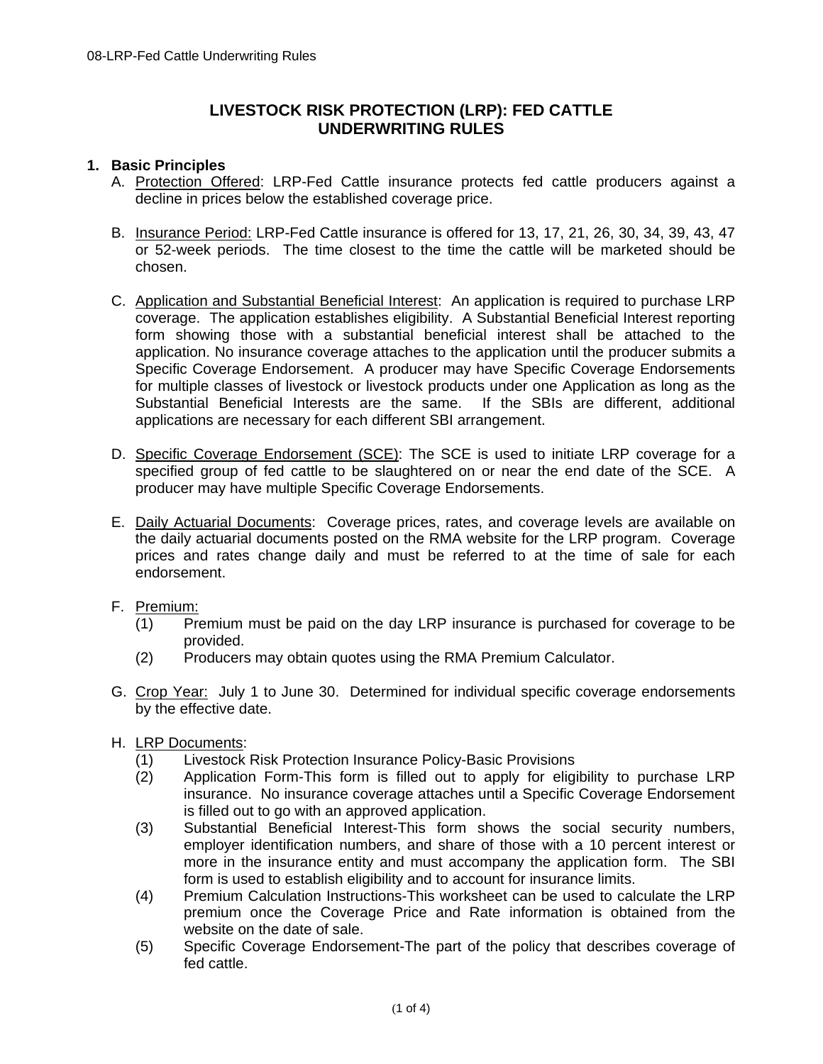# LIVESTOCK RISK PROTECTION (LRP): FED CATTLE UNDERWRITING RULES

## 1. Basic Principles

A. Protection Offered: LRP-Fed Cattle insurance protects fed cattle producers against a decline in prices below the established coverage price.

B. Insurance Period: LRP-Fed Cattle insurance is offered for 13, 17, 21, 26, 30, 34, 39, 43, 47 or 52-week periods. The time closest to the time the cattle will be marketed should be chosen.

C. Application and Substantial Beneficial Interest: An application is required to purchase LRP coverage. The application establishes eligibility. A Substantial Beneficial Interest reporting form showing those with a substantial beneficial interest shall be attached to the application. No insurance coverage attaches to the application until the producer submits a Specific Coverage Endorsement. A producer may have Specific Coverage Endorsements for multiple classes of livestock or livestock products under one Application as long as the Substantial Beneficial Interests are the same. If the SBIs are different, additional applications are necessary for each different SBI arrangement.

D. Specific Coverage Endorsement (SCE): The SCE is used to initiate LRP coverage for a specified group of fed cattle to be slaughtered on or near the end date of the SCE. A producer may have multiple Specific Coverage Endorsements.

E. Daily Actuarial Documents: Coverage prices, rates, and coverage levels are available on the daily actuarial documents posted on the RMA website for the LRP program. Coverage prices and rates change daily and must be referred to at the time of sale for each endorsement.

F. Premium:
   - (1) Premium must be paid on the day LRP insurance is purchased for coverage to be provided.
   - (2) Producers may obtain quotes using the RMA Premium Calculator.

G. Crop Year: July 1 to June 30. Determined for individual specific coverage endorsements by the effective date.

H. LRP Documents:
   - (1) Livestock Risk Protection Insurance Policy-Basic Provisions
   - (2) Application Form-This form is filled out to apply for eligibility to purchase LRP insurance. No insurance coverage attaches until a Specific Coverage Endorsement is filled out to go with an approved application.
   - (3) Substantial Beneficial Interest-This form shows the social security numbers, employer identification numbers, and share of those with a 10 percent interest or more in the insurance entity and must accompany the application form. The SBI form is used to establish eligibility and to account for insurance limits.
   - (4) Premium Calculation Instructions-This worksheet can be used to calculate the LRP premium once the Coverage Price and Rate information is obtained from the website on the date of sale.
   - (5) Specific Coverage Endorsement-The part of the policy that describes coverage of fed cattle.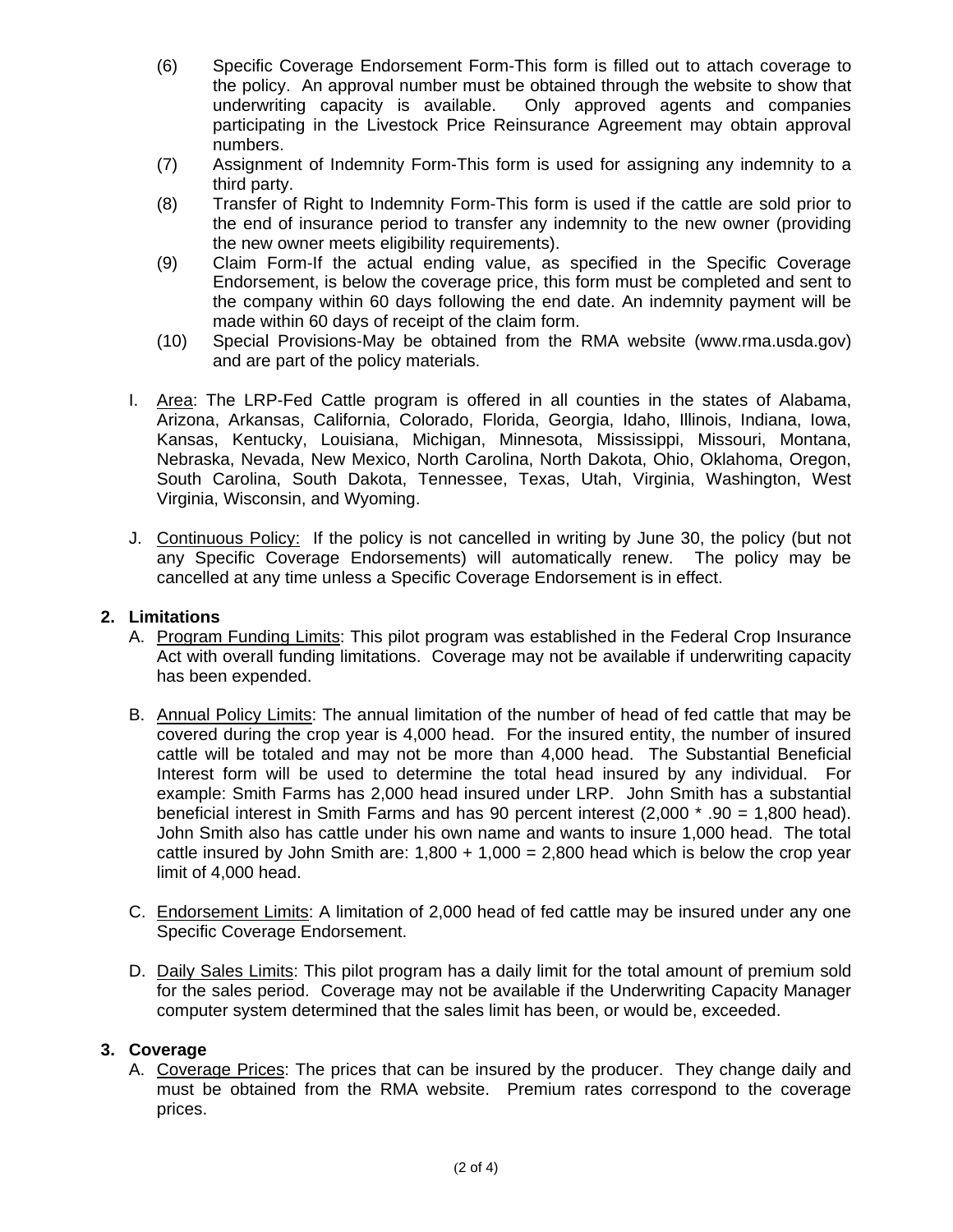(6) Specific Coverage Endorsement Form-This form is filled out to attach coverage to the policy. An approval number must be obtained through the website to show that underwriting capacity is available. Only approved agents and companies participating in the Livestock Price Reinsurance Agreement may obtain approval numbers.

(7) Assignment of Indemnity Form-This form is used for assigning any indemnity to a third party.

(8) Transfer of Right to Indemnity Form-This form is used if the cattle are sold prior to the end of insurance period to transfer any indemnity to the new owner (providing the new owner meets eligibility requirements).

(9) Claim Form-If the actual ending value, as specified in the Specific Coverage Endorsement, is below the coverage price, this form must be completed and sent to the company within 60 days following the end date. An indemnity payment will be made within 60 days of receipt of the claim form.

(10) Special Provisions-May be obtained from the RMA website (www.rma.usda.gov) and are part of the policy materials.

I. Area: The LRP-Fed Cattle program is offered in all counties in the states of Alabama, Arizona, Arkansas, California, Colorado, Florida, Georgia, Idaho, Illinois, Indiana, Iowa, Kansas, Kentucky, Louisiana, Michigan, Minnesota, Mississippi, Missouri, Montana, Nebraska, Nevada, New Mexico, North Carolina, North Dakota, Ohio, Oklahoma, Oregon, South Carolina, South Dakota, Tennessee, Texas, Utah, Virginia, Washington, West Virginia, Wisconsin, and Wyoming.

J. Continuous Policy: If the policy is not cancelled in writing by June 30, the policy (but not any Specific Coverage Endorsements) will automatically renew. The policy may be cancelled at any time unless a Specific Coverage Endorsement is in effect.

## 2. Limitations

A. Program Funding Limits: This pilot program was established in the Federal Crop Insurance Act with overall funding limitations. Coverage may not be available if underwriting capacity has been expended.

B. Annual Policy Limits: The annual limitation of the number of head of fed cattle that may be covered during the crop year is 4,000 head. For the insured entity, the number of insured cattle will be totaled and may not be more than 4,000 head. The Substantial Beneficial Interest form will be used to determine the total head insured by any individual. For example: Smith Farms has 2,000 head insured under LRP. John Smith has a substantial beneficial interest in Smith Farms and has 90 percent interest (2,000 * .90 = 1,800 head). John Smith also has cattle under his own name and wants to insure 1,000 head. The total cattle insured by John Smith are: 1,800 + 1,000 = 2,800 head which is below the crop year limit of 4,000 head.

C. Endorsement Limits: A limitation of 2,000 head of fed cattle may be insured under any one Specific Coverage Endorsement.

D. Daily Sales Limits: This pilot program has a daily limit for the total amount of premium sold for the sales period. Coverage may not be available if the Underwriting Capacity Manager computer system determined that the sales limit has been, or would be, exceeded.

## 3. Coverage

A. Coverage Prices: The prices that can be insured by the producer. They change daily and must be obtained from the RMA website. Premium rates correspond to the coverage prices.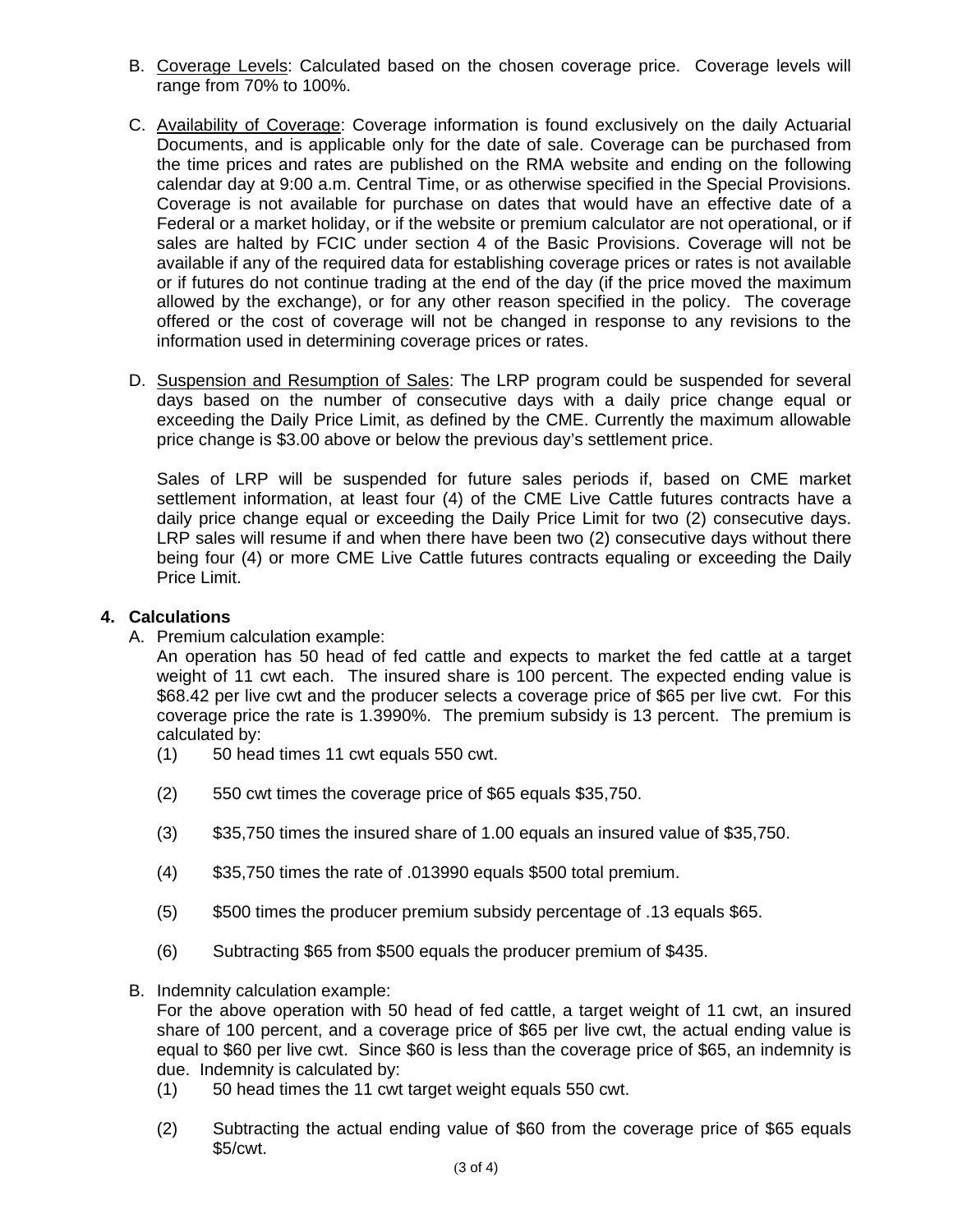B. Coverage Levels: Calculated based on the chosen coverage price. Coverage levels will range from 70% to 100%.

C. Availability of Coverage: Coverage information is found exclusively on the daily Actuarial Documents, and is applicable only for the date of sale. Coverage can be purchased from the time prices and rates are published on the RMA website and ending on the following calendar day at 9:00 a.m. Central Time, or as otherwise specified in the Special Provisions. Coverage is not available for purchase on dates that would have an effective date of a Federal or a market holiday, or if the website or premium calculator are not operational, or if sales are halted by FCIC under section 4 of the Basic Provisions. Coverage will not be available if any of the required data for establishing coverage prices or rates is not available or if futures do not continue trading at the end of the day (if the price moved the maximum allowed by the exchange), or for any other reason specified in the policy. The coverage offered or the cost of coverage will not be changed in response to any revisions to the information used in determining coverage prices or rates.

D. Suspension and Resumption of Sales: The LRP program could be suspended for several days based on the number of consecutive days with a daily price change equal or exceeding the Daily Price Limit, as defined by the CME. Currently the maximum allowable price change is $3.00 above or below the previous day's settlement price.

   Sales of LRP will be suspended for future sales periods if, based on CME market settlement information, at least four (4) of the CME Live Cattle futures contracts have a daily price change equal or exceeding the Daily Price Limit for two (2) consecutive days. LRP sales will resume if and when there have been two (2) consecutive days without there being four (4) or more CME Live Cattle futures contracts equaling or exceeding the Daily Price Limit.

**4. Calculations**

A. Premium calculation example:
   An operation has 50 head of fed cattle and expects to market the fed cattle at a target weight of 11 cwt each. The insured share is 100 percent. The expected ending value is $68.42 per live cwt and the producer selects a coverage price of $65 per live cwt. For this coverage price the rate is 1.3990%. The premium subsidy is 13 percent. The premium is calculated by:

   (1) 50 head times 11 cwt equals 550 cwt.

   (2) 550 cwt times the coverage price of $65 equals $35,750.

   (3) $35,750 times the insured share of 1.00 equals an insured value of $35,750.

   (4) $35,750 times the rate of .013990 equals $500 total premium.

   (5) $500 times the producer premium subsidy percentage of .13 equals $65.

   (6) Subtracting $65 from $500 equals the producer premium of $435.

B. Indemnity calculation example:
   For the above operation with 50 head of fed cattle, a target weight of 11 cwt, an insured share of 100 percent, and a coverage price of $65 per live cwt, the actual ending value is equal to $60 per live cwt. Since $60 is less than the coverage price of $65, an indemnity is due. Indemnity is calculated by:

   (1) 50 head times the 11 cwt target weight equals 550 cwt.

   (2) Subtracting the actual ending value of $60 from the coverage price of $65 equals $5/cwt.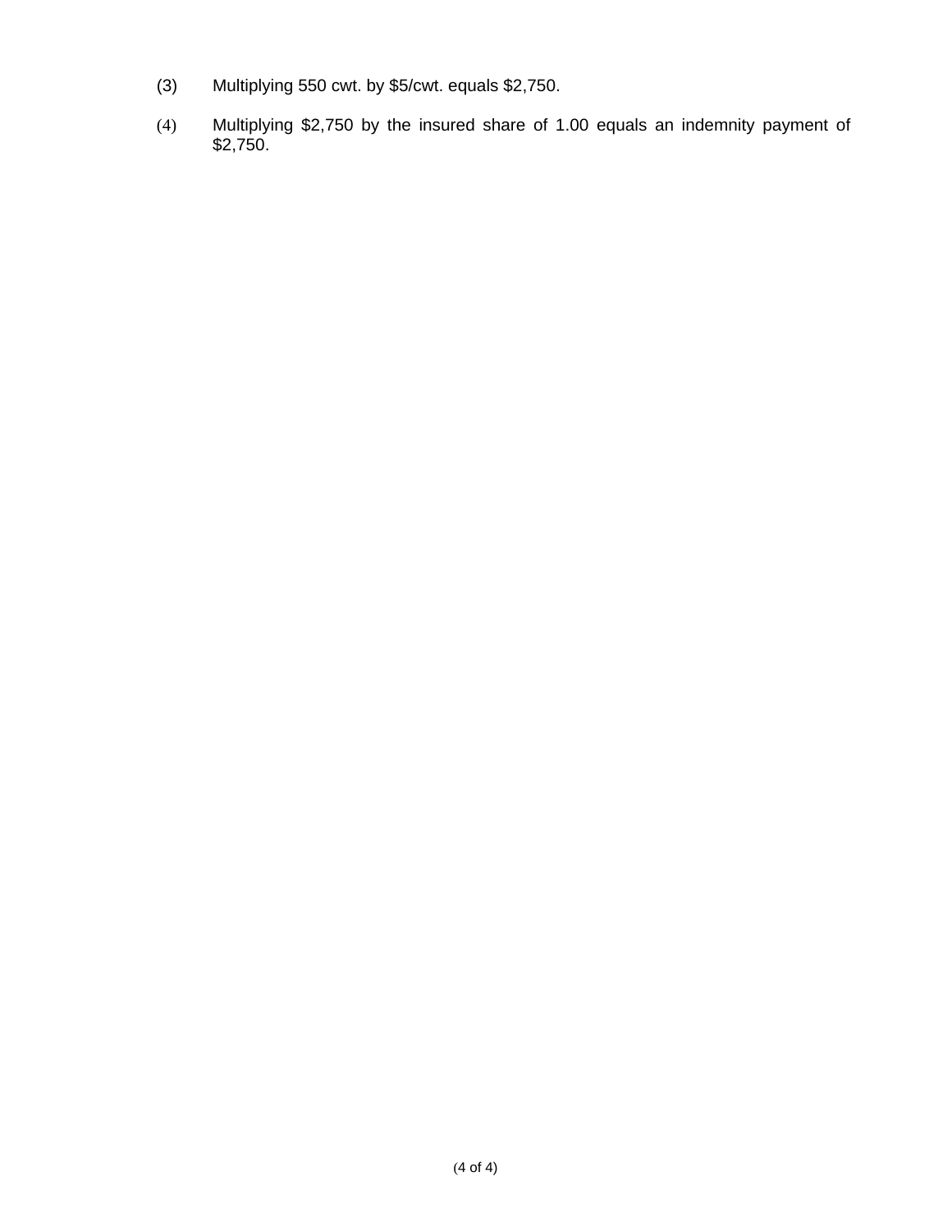(3) Multiplying 550 cwt. by $5/cwt. equals $2,750.

(4) Multiplying $2,750 by the insured share of 1.00 equals an indemnity payment of $2,750.